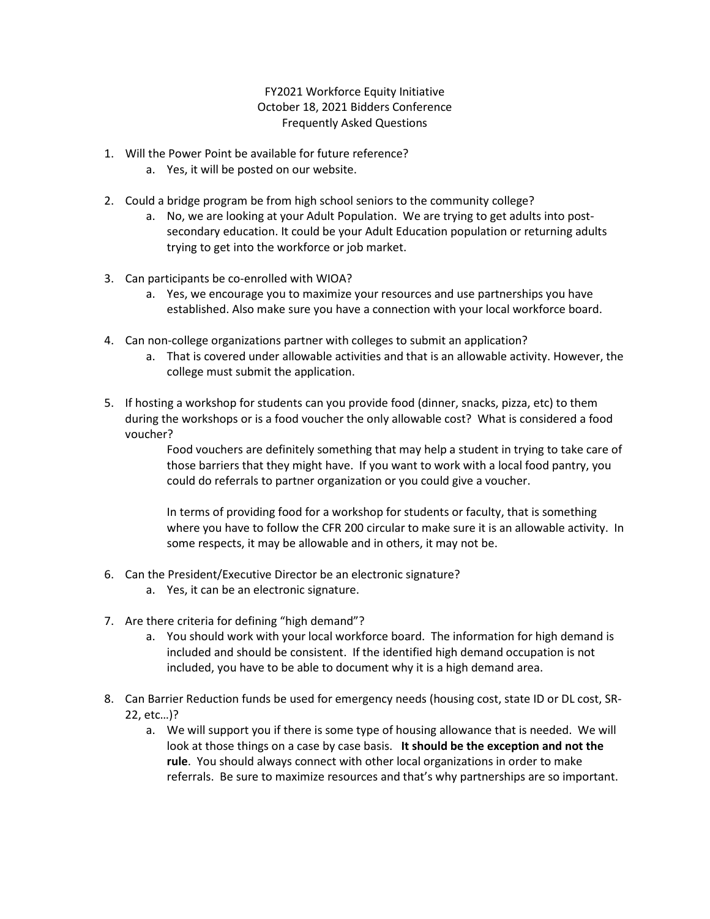# FY2021 Workforce Equity Initiative
## October 18, 2021 Bidders Conference
## Frequently Asked Questions

1. Will the Power Point be available for future reference?
   a. Yes, it will be posted on our website.

2. Could a bridge program be from high school seniors to the community college?
   a. No, we are looking at your Adult Population. We are trying to get adults into post-secondary education. It could be your Adult Education population or returning adults trying to get into the workforce or job market.

3. Can participants be co-enrolled with WIOA?
   a. Yes, we encourage you to maximize your resources and use partnerships you have established. Also make sure you have a connection with your local workforce board.

4. Can non-college organizations partner with colleges to submit an application?
   a. That is covered under allowable activities and that is an allowable activity. However, the college must submit the application.

5. If hosting a workshop for students can you provide food (dinner, snacks, pizza, etc) to them during the workshops or is a food voucher the only allowable cost? What is considered a food voucher?

   Food vouchers are definitely something that may help a student in trying to take care of those barriers that they might have. If you want to work with a local food pantry, you could do referrals to partner organization or you could give a voucher.

   In terms of providing food for a workshop for students or faculty, that is something where you have to follow the CFR 200 circular to make sure it is an allowable activity. In some respects, it may be allowable and in others, it may not be.

6. Can the President/Executive Director be an electronic signature?
   a. Yes, it can be an electronic signature.

7. Are there criteria for defining "high demand"?
   a. You should work with your local workforce board. The information for high demand is included and should be consistent. If the identified high demand occupation is not included, you have to be able to document why it is a high demand area.

8. Can Barrier Reduction funds be used for emergency needs (housing cost, state ID or DL cost, SR-22, etc…)?
   a. We will support you if there is some type of housing allowance that is needed. We will look at those things on a case by case basis. **It should be the exception and not the rule**. You should always connect with other local organizations in order to make referrals. Be sure to maximize resources and that's why partnerships are so important.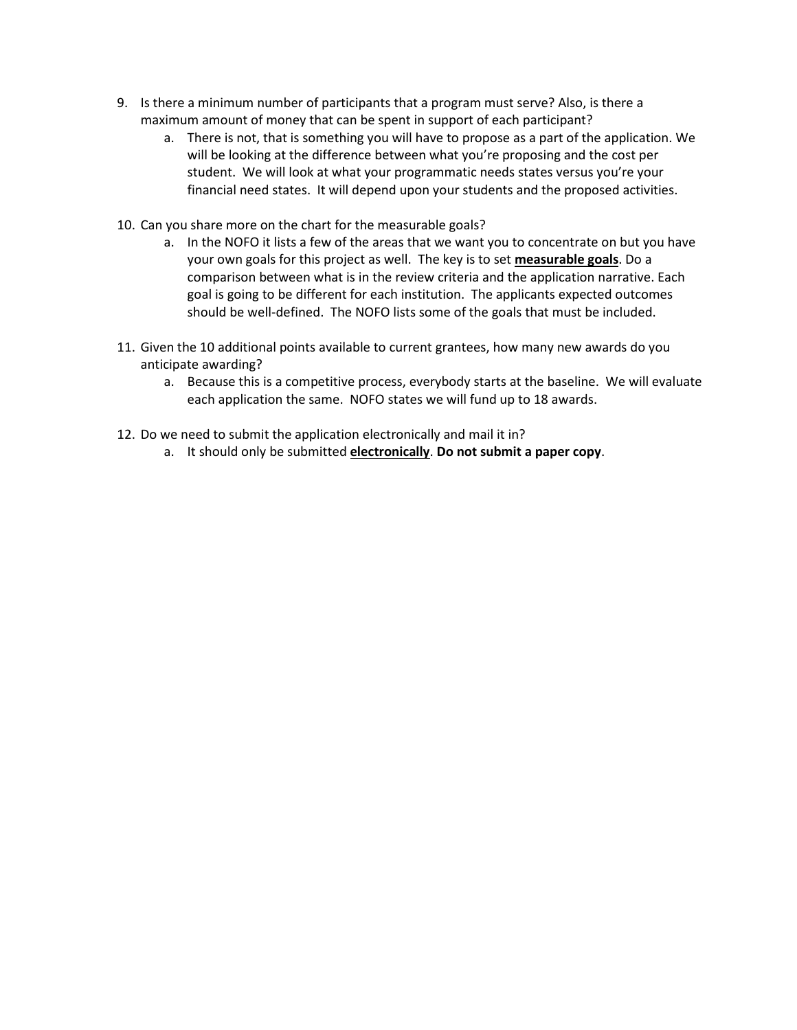9. Is there a minimum number of participants that a program must serve? Also, is there a maximum amount of money that can be spent in support of each participant?
   a. There is not, that is something you will have to propose as a part of the application. We will be looking at the difference between what you're proposing and the cost per student. We will look at what your programmatic needs states versus you're your financial need states. It will depend upon your students and the proposed activities.

10. Can you share more on the chart for the measurable goals?
    a. In the NOFO it lists a few of the areas that we want you to concentrate on but you have your own goals for this project as well. The key is to set **measurable goals**. Do a comparison between what is in the review criteria and the application narrative. Each goal is going to be different for each institution. The applicants expected outcomes should be well-defined. The NOFO lists some of the goals that must be included.

11. Given the 10 additional points available to current grantees, how many new awards do you anticipate awarding?
    a. Because this is a competitive process, everybody starts at the baseline. We will evaluate each application the same. NOFO states we will fund up to 18 awards.

12. Do we need to submit the application electronically and mail it in?
    a. It should only be submitted **electronically**. **Do not submit a paper copy**.